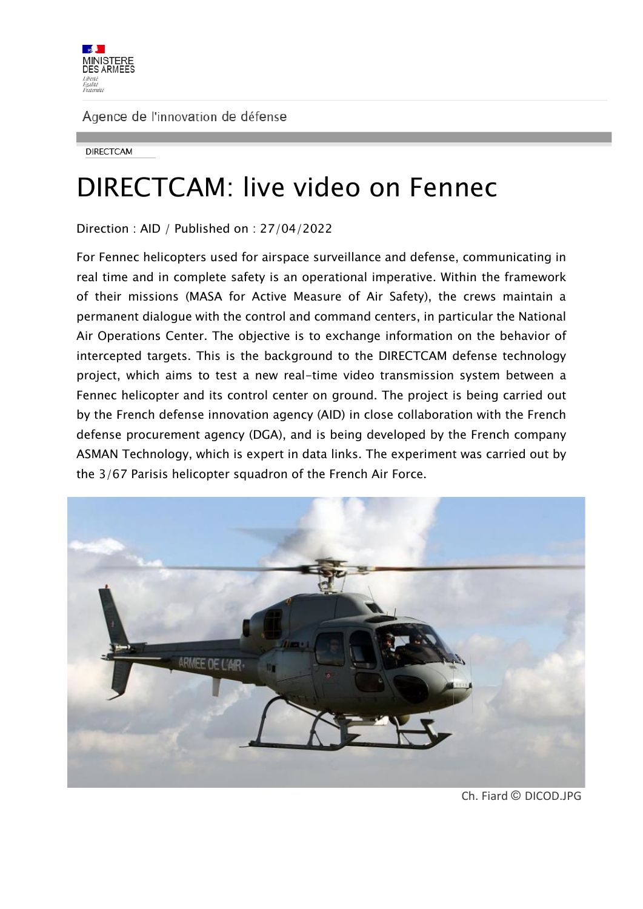MINISTERE DES ARMEES

Liberté
Égalité
Fraternité

Agence de l'innovation de défense

DIRECTCAM

# DIRECTCAM: live video on Fennec

Direction : AID / Published on : 27/04/2022

For Fennec helicopters used for airspace surveillance and defense, communicating in real time and in complete safety is an operational imperative. Within the framework of their missions (MASA for Active Measure of Air Safety), the crews maintain a permanent dialogue with the control and command centers, in particular the National Air Operations Center. The objective is to exchange information on the behavior of intercepted targets. This is the background to the DIRECTCAM defense technology project, which aims to test a new real-time video transmission system between a Fennec helicopter and its control center on ground. The project is being carried out by the French defense innovation agency (AID) in close collaboration with the French defense procurement agency (DGA), and is being developed by the French company ASMAN Technology, which is expert in data links. The experiment was carried out by the 3/67 Parisis helicopter squadron of the French Air Force.

Ch. Fiard © DICOD.JPG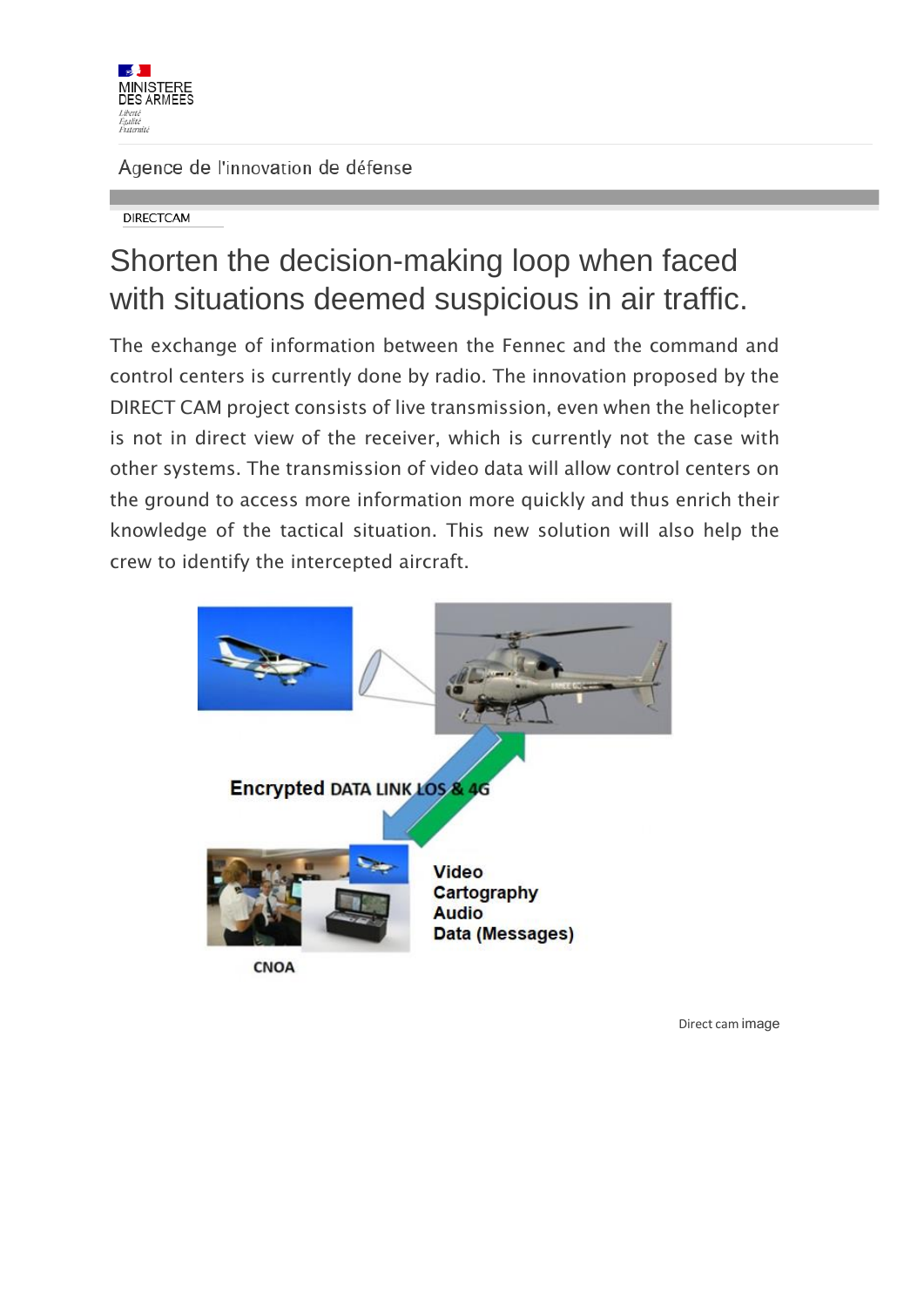MINISTERE DES ARMEES

Agence de l'innovation de défense

DIRECTCAM

# Shorten the decision-making loop when faced with situations deemed suspicious in air traffic.

The exchange of information between the Fennec and the command and control centers is currently done by radio. The innovation proposed by the DIRECT CAM project consists of live transmission, even when the helicopter is not in direct view of the receiver, which is currently not the case with other systems. The transmission of video data will allow control centers on the ground to access more information more quickly and thus enrich their knowledge of the tactical situation. This new solution will also help the crew to identify the intercepted aircraft.

Encrypted DATA LINK LOS & 4G

Video
Cartography
Audio
Data (Messages)

CNOA

Direct cam image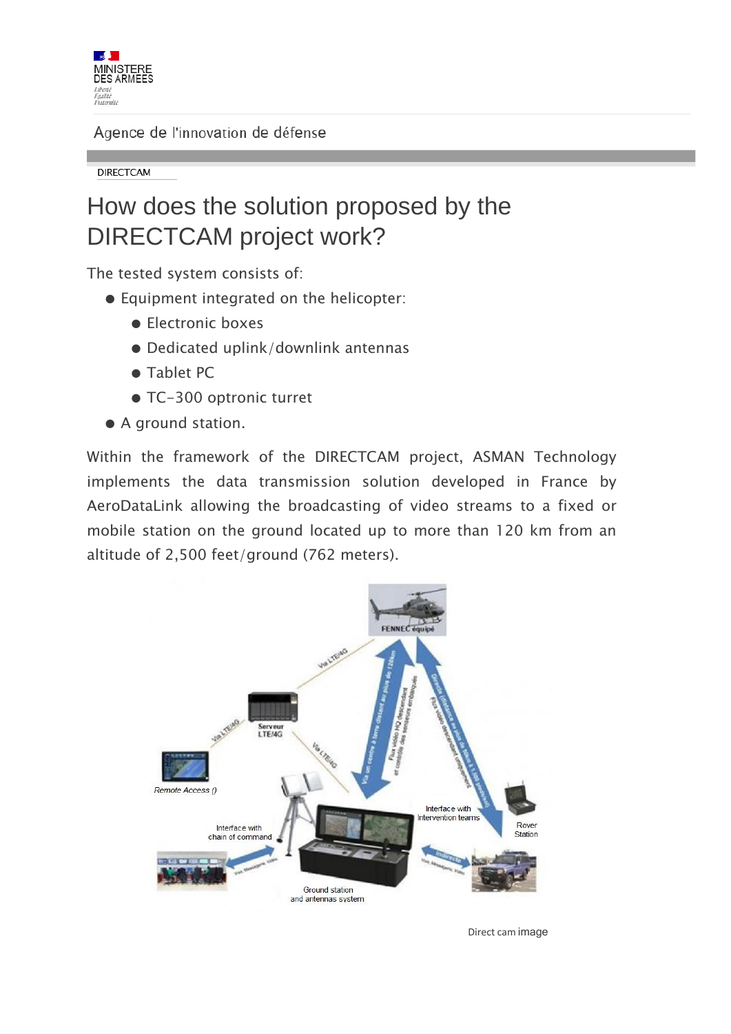Agence de l'innovation de défense

DIRECTCAM

# How does the solution proposed by the DIRECTCAM project work?

The tested system consists of:

- Equipment integrated on the helicopter:
  - Electronic boxes
  - Dedicated uplink/downlink antennas
  - Tablet PC
  - TC-300 optronic turret
- A ground station.

Within the framework of the DIRECTCAM project, ASMAN Technology implements the data transmission solution developed in France by AeroDataLink allowing the broadcasting of video streams to a fixed or mobile station on the ground located up to more than 120 km from an altitude of 2,500 feet/ground (762 meters).

Direct cam image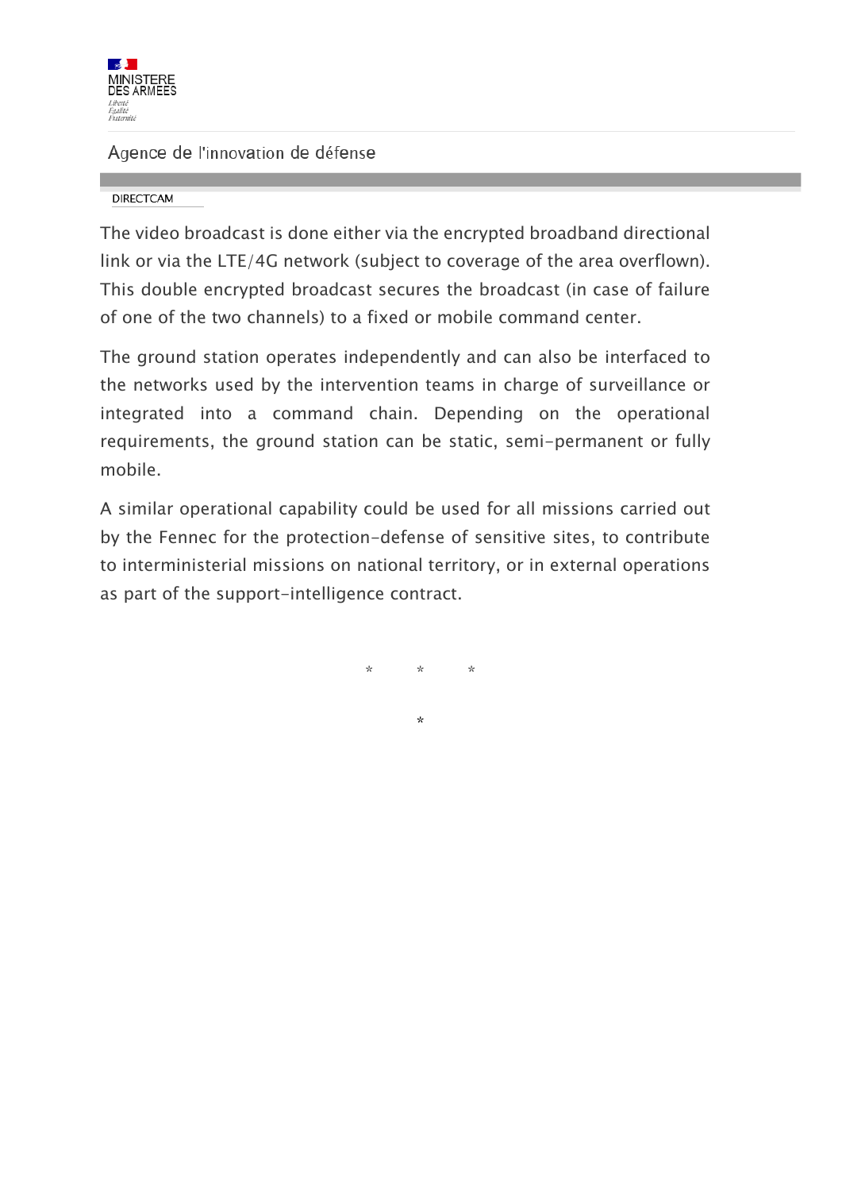The video broadcast is done either via the encrypted broadband directional link or via the LTE/4G network (subject to coverage of the area overflown). This double encrypted broadcast secures the broadcast (in case of failure of one of the two channels) to a fixed or mobile command center.

The ground station operates independently and can also be interfaced to the networks used by the intervention teams in charge of surveillance or integrated into a command chain. Depending on the operational requirements, the ground station can be static, semi-permanent or fully mobile.

A similar operational capability could be used for all missions carried out by the Fennec for the protection-defense of sensitive sites, to contribute to interministerial missions on national territory, or in external operations as part of the support-intelligence contract.

\*  \*  \*

\*